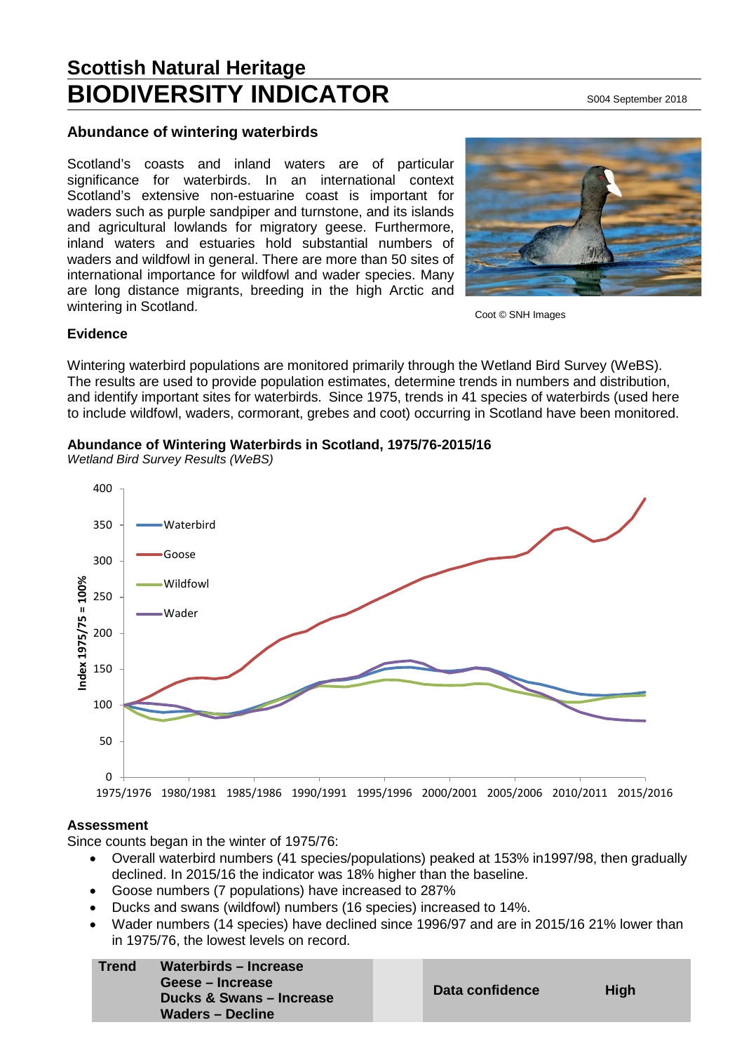# Scottish Natural Heritage
# BIODIVERSITY INDICATOR

S004 September 2018

## Abundance of wintering waterbirds

Scotland's coasts and inland waters are of particular significance for waterbirds. In an international context Scotland's extensive non-estuarine coast is important for waders such as purple sandpiper and turnstone, and its islands and agricultural lowlands for migratory geese. Furthermore, inland waters and estuaries hold substantial numbers of waders and wildfowl in general. There are more than 50 sites of international importance for wildfowl and wader species. Many are long distance migrants, breeding in the high Arctic and wintering in Scotland.

Coot © SNH Images

### Evidence

Wintering waterbird populations are monitored primarily through the Wetland Bird Survey (WeBS). The results are used to provide population estimates, determine trends in numbers and distribution, and identify important sites for waterbirds. Since 1975, trends in 41 species of waterbirds (used here to include wildfowl, waders, cormorant, grebes and coot) occurring in Scotland have been monitored.

**Abundance of Wintering Waterbirds in Scotland, 1975/76-2015/16**

*Wetland Bird Survey Results (WeBS)*

### Assessment

Since counts began in the winter of 1975/76:

- Overall waterbird numbers (41 species/populations) peaked at 153% in1997/98, then gradually declined. In 2015/16 the indicator was 18% higher than the baseline.
- Goose numbers (7 populations) have increased to 287%
- Ducks and swans (wildfowl) numbers (16 species) increased to 14%.
- Wader numbers (14 species) have declined since 1996/97 and are in 2015/16 21% lower than in 1975/76, the lowest levels on record.

| Trend | Waterbirds – Increase<br>Geese – Increase<br>Ducks & Swans – Increase<br>Waders – Decline | Data confidence | High |
|---|---|---|---|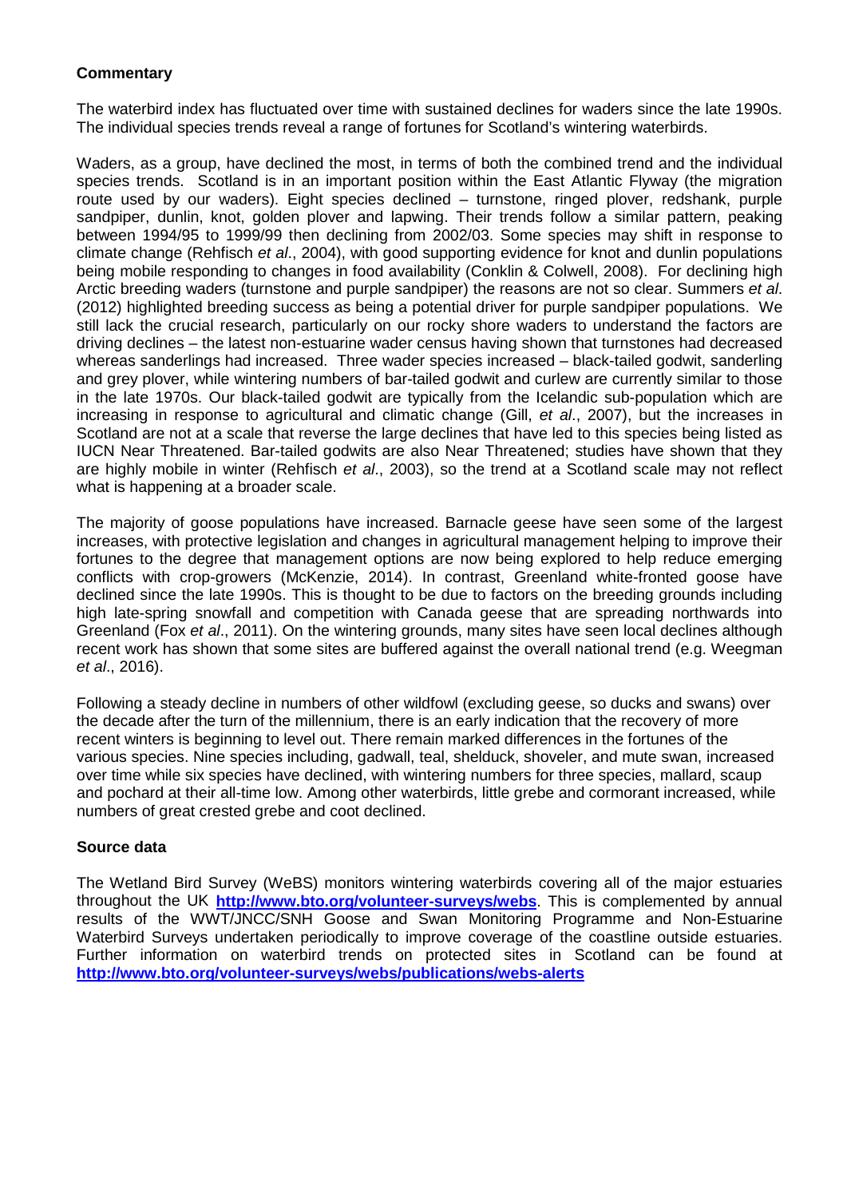**Commentary**

The waterbird index has fluctuated over time with sustained declines for waders since the late 1990s. The individual species trends reveal a range of fortunes for Scotland's wintering waterbirds.

Waders, as a group, have declined the most, in terms of both the combined trend and the individual species trends. Scotland is in an important position within the East Atlantic Flyway (the migration route used by our waders). Eight species declined – turnstone, ringed plover, redshank, purple sandpiper, dunlin, knot, golden plover and lapwing. Their trends follow a similar pattern, peaking between 1994/95 to 1999/99 then declining from 2002/03. Some species may shift in response to climate change (Rehfisch *et al*., 2004), with good supporting evidence for knot and dunlin populations being mobile responding to changes in food availability (Conklin & Colwell, 2008). For declining high Arctic breeding waders (turnstone and purple sandpiper) the reasons are not so clear. Summers *et al*. (2012) highlighted breeding success as being a potential driver for purple sandpiper populations. We still lack the crucial research, particularly on our rocky shore waders to understand the factors are driving declines – the latest non-estuarine wader census having shown that turnstones had decreased whereas sanderlings had increased. Three wader species increased – black-tailed godwit, sanderling and grey plover, while wintering numbers of bar-tailed godwit and curlew are currently similar to those in the late 1970s. Our black-tailed godwit are typically from the Icelandic sub-population which are increasing in response to agricultural and climatic change (Gill, *et al*., 2007), but the increases in Scotland are not at a scale that reverse the large declines that have led to this species being listed as IUCN Near Threatened. Bar-tailed godwits are also Near Threatened; studies have shown that they are highly mobile in winter (Rehfisch *et al*., 2003), so the trend at a Scotland scale may not reflect what is happening at a broader scale.

The majority of goose populations have increased. Barnacle geese have seen some of the largest increases, with protective legislation and changes in agricultural management helping to improve their fortunes to the degree that management options are now being explored to help reduce emerging conflicts with crop-growers (McKenzie, 2014). In contrast, Greenland white-fronted goose have declined since the late 1990s. This is thought to be due to factors on the breeding grounds including high late-spring snowfall and competition with Canada geese that are spreading northwards into Greenland (Fox *et al*., 2011). On the wintering grounds, many sites have seen local declines although recent work has shown that some sites are buffered against the overall national trend (e.g. Weegman *et al*., 2016).

Following a steady decline in numbers of other wildfowl (excluding geese, so ducks and swans) over the decade after the turn of the millennium, there is an early indication that the recovery of more recent winters is beginning to level out. There remain marked differences in the fortunes of the various species. Nine species including, gadwall, teal, shelduck, shoveler, and mute swan, increased over time while six species have declined, with wintering numbers for three species, mallard, scaup and pochard at their all-time low. Among other waterbirds, little grebe and cormorant increased, while numbers of great crested grebe and coot declined.

**Source data**

The Wetland Bird Survey (WeBS) monitors wintering waterbirds covering all of the major estuaries throughout the UK **http://www.bto.org/volunteer-surveys/webs**. This is complemented by annual results of the WWT/JNCC/SNH Goose and Swan Monitoring Programme and Non-Estuarine Waterbird Surveys undertaken periodically to improve coverage of the coastline outside estuaries. Further information on waterbird trends on protected sites in Scotland can be found at **http://www.bto.org/volunteer-surveys/webs/publications/webs-alerts**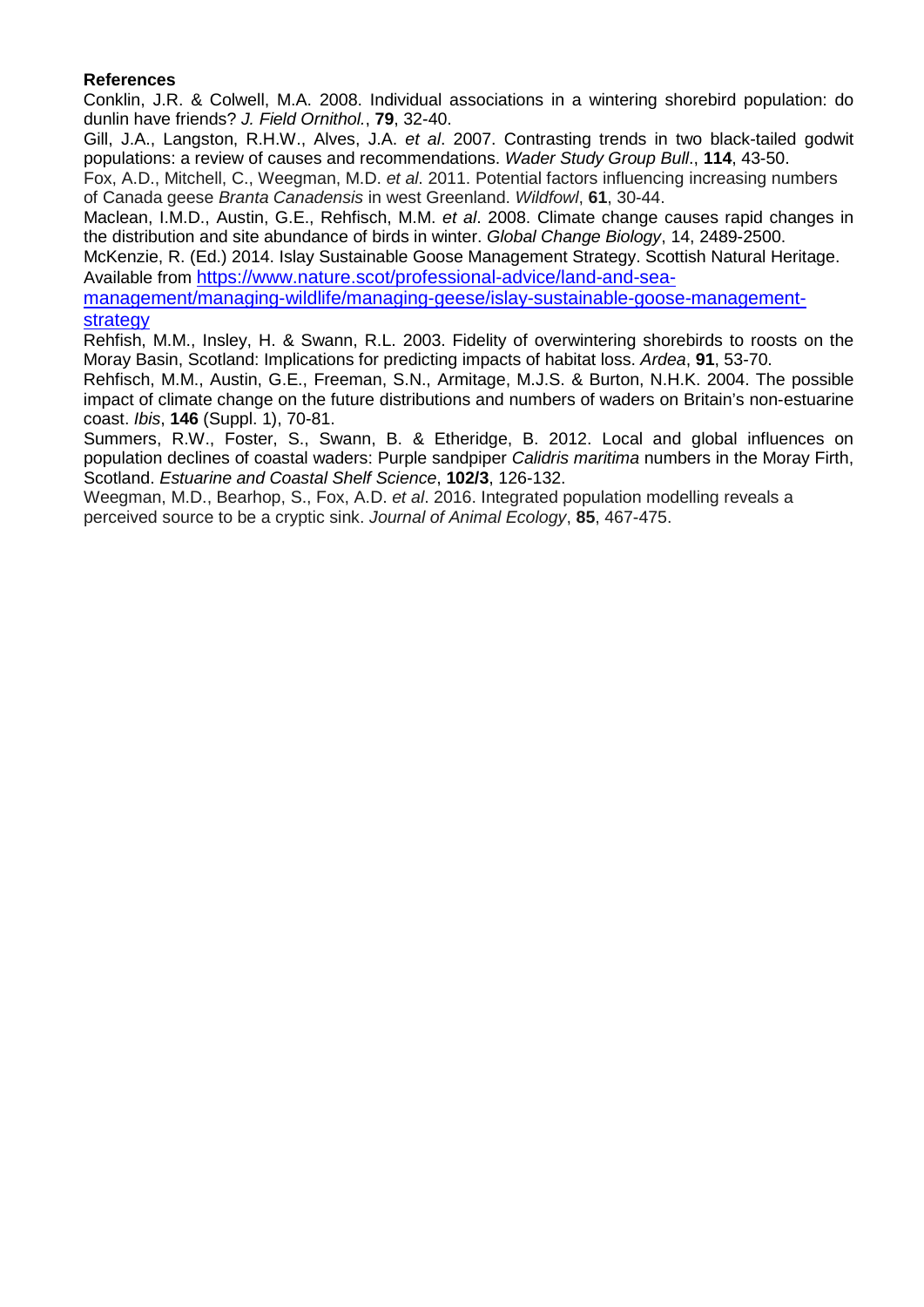**References**

Conklin, J.R. & Colwell, M.A. 2008. Individual associations in a wintering shorebird population: do dunlin have friends? *J. Field Ornithol.*, **79**, 32-40.

Gill, J.A., Langston, R.H.W., Alves, J.A. *et al*. 2007. Contrasting trends in two black-tailed godwit populations: a review of causes and recommendations. *Wader Study Group Bull*., **114**, 43-50.

Fox, A.D., Mitchell, C., Weegman, M.D. *et al*. 2011. Potential factors influencing increasing numbers of Canada geese *Branta Canadensis* in west Greenland. *Wildfowl*, **61**, 30-44.

Maclean, I.M.D., Austin, G.E., Rehfisch, M.M. *et al*. 2008. Climate change causes rapid changes in the distribution and site abundance of birds in winter. *Global Change Biology*, 14, 2489-2500.

McKenzie, R. (Ed.) 2014. Islay Sustainable Goose Management Strategy. Scottish Natural Heritage. Available from [https://www.nature.scot/professional-advice/land-and-sea-management/managing-wildlife/managing-geese/islay-sustainable-goose-management-strategy](https://www.nature.scot/professional-advice/land-and-sea-management/managing-wildlife/managing-geese/islay-sustainable-goose-management-strategy)

Rehfish, M.M., Insley, H. & Swann, R.L. 2003. Fidelity of overwintering shorebirds to roosts on the Moray Basin, Scotland: Implications for predicting impacts of habitat loss. *Ardea*, **91**, 53-70.

Rehfisch, M.M., Austin, G.E., Freeman, S.N., Armitage, M.J.S. & Burton, N.H.K. 2004. The possible impact of climate change on the future distributions and numbers of waders on Britain's non-estuarine coast. *Ibis*, **146** (Suppl. 1), 70-81.

Summers, R.W., Foster, S., Swann, B. & Etheridge, B. 2012. Local and global influences on population declines of coastal waders: Purple sandpiper *Calidris maritima* numbers in the Moray Firth, Scotland. *Estuarine and Coastal Shelf Science*, **102/3**, 126-132.

Weegman, M.D., Bearhop, S., Fox, A.D. *et al*. 2016. Integrated population modelling reveals a perceived source to be a cryptic sink. *Journal of Animal Ecology*, **85**, 467-475.